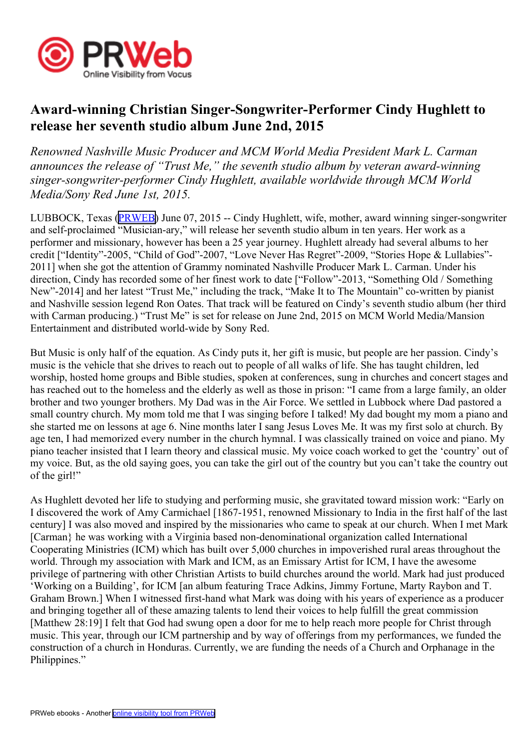# Award-winning Christian Singer-Songwriter-Performer Cindy Hughlett to release her seventh studio album June 2nd, 2015

*Renowned Nashville Music Producer and MCM World Media President Mark L. Carman announces the release of "Trust Me," the seventh studio album by veteran award-winning singer-songwriter-performer Cindy Hughlett, available worldwide through MCM World Media/Sony Red June 1st, 2015.*

LUBBOCK, Texas (PRWEB) June 07, 2015 -- Cindy Hughlett, wife, mother, award winning singer-songwriter and self-proclaimed "Musician-ary," will release her seventh studio album in ten years. Her work as a performer and missionary, however has been a 25 year journey. Hughlett already had several albums to her credit ["Identity"-2005, "Child of God"-2007, "Love Never Has Regret"-2009, "Stories Hope & Lullabies"-2011] when she got the attention of Grammy nominated Nashville Producer Mark L. Carman. Under his direction, Cindy has recorded some of her finest work to date ["Follow"-2013, "Something Old / Something New"-2014] and her latest "Trust Me," including the track, "Make It to The Mountain" co-written by pianist and Nashville session legend Ron Oates. That track will be featured on Cindy's seventh studio album (her third with Carman producing.) "Trust Me" is set for release on June 2nd, 2015 on MCM World Media/Mansion Entertainment and distributed world-wide by Sony Red.

But Music is only half of the equation. As Cindy puts it, her gift is music, but people are her passion. Cindy's music is the vehicle that she drives to reach out to people of all walks of life. She has taught children, led worship, hosted home groups and Bible studies, spoken at conferences, sung in churches and concert stages and has reached out to the homeless and the elderly as well as those in prison: "I came from a large family, an older brother and two younger brothers. My Dad was in the Air Force. We settled in Lubbock where Dad pastored a small country church. My mom told me that I was singing before I talked! My dad bought my mom a piano and she started me on lessons at age 6. Nine months later I sang Jesus Loves Me. It was my first solo at church. By age ten, I had memorized every number in the church hymnal. I was classically trained on voice and piano. My piano teacher insisted that I learn theory and classical music. My voice coach worked to get the 'country' out of my voice. But, as the old saying goes, you can take the girl out of the country but you can't take the country out of the girl!"

As Hughlett devoted her life to studying and performing music, she gravitated toward mission work: "Early on I discovered the work of Amy Carmichael [1867-1951, renowned Missionary to India in the first half of the last century] I was also moved and inspired by the missionaries who came to speak at our church. When I met Mark [Carman} he was working with a Virginia based non-denominational organization called International Cooperating Ministries (ICM) which has built over 5,000 churches in impoverished rural areas throughout the world. Through my association with Mark and ICM, as an Emissary Artist for ICM, I have the awesome privilege of partnering with other Christian Artists to build churches around the world. Mark had just produced 'Working on a Building', for ICM [an album featuring Trace Adkins, Jimmy Fortune, Marty Raybon and T. Graham Brown.] When I witnessed first-hand what Mark was doing with his years of experience as a producer and bringing together all of these amazing talents to lend their voices to help fulfill the great commission [Matthew 28:19] I felt that God had swung open a door for me to help reach more people for Christ through music. This year, through our ICM partnership and by way of offerings from my performances, we funded the construction of a church in Honduras. Currently, we are funding the needs of a Church and Orphanage in the Philippines."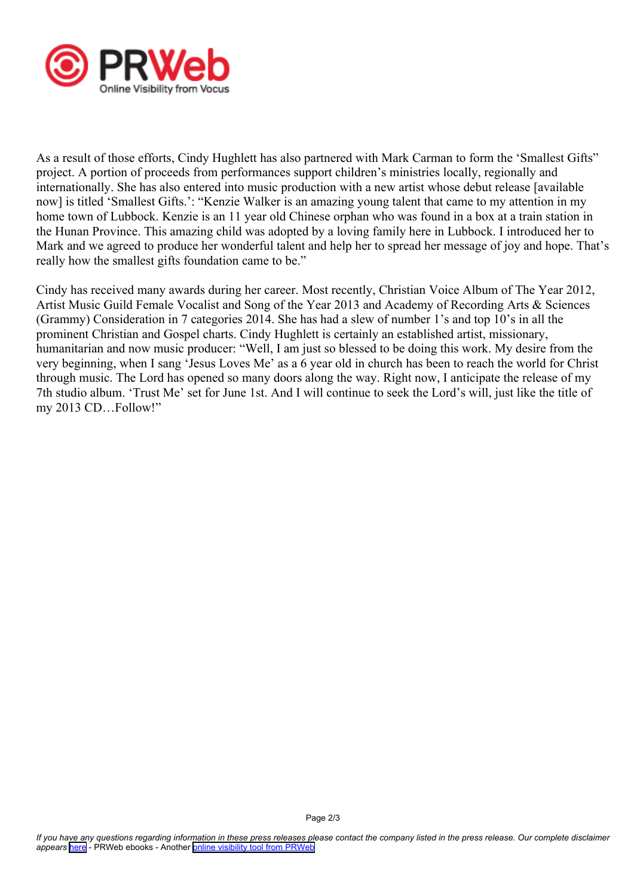As a result of those efforts, Cindy Hughlett has also partnered with Mark Carman to form the ‘Smallest Gifts” project. A portion of proceeds from performances support children’s ministries locally, regionally and internationally. She has also entered into music production with a new artist whose debut release [available now] is titled ‘Smallest Gifts.’: “Kenzie Walker is an amazing young talent that came to my attention in my home town of Lubbock. Kenzie is an 11 year old Chinese orphan who was found in a box at a train station in the Hunan Province. This amazing child was adopted by a loving family here in Lubbock. I introduced her to Mark and we agreed to produce her wonderful talent and help her to spread her message of joy and hope. That’s really how the smallest gifts foundation came to be.”

Cindy has received many awards during her career. Most recently, Christian Voice Album of The Year 2012, Artist Music Guild Female Vocalist and Song of the Year 2013 and Academy of Recording Arts & Sciences (Grammy) Consideration in 7 categories 2014. She has had a slew of number 1’s and top 10’s in all the prominent Christian and Gospel charts. Cindy Hughlett is certainly an established artist, missionary, humanitarian and now music producer: “Well, I am just so blessed to be doing this work. My desire from the very beginning, when I sang ‘Jesus Loves Me’ as a 6 year old in church has been to reach the world for Christ through music. The Lord has opened so many doors along the way. Right now, I anticipate the release of my 7th studio album. ‘Trust Me’ set for June 1st. And I will continue to seek the Lord’s will, just like the title of my 2013 CD…Follow!”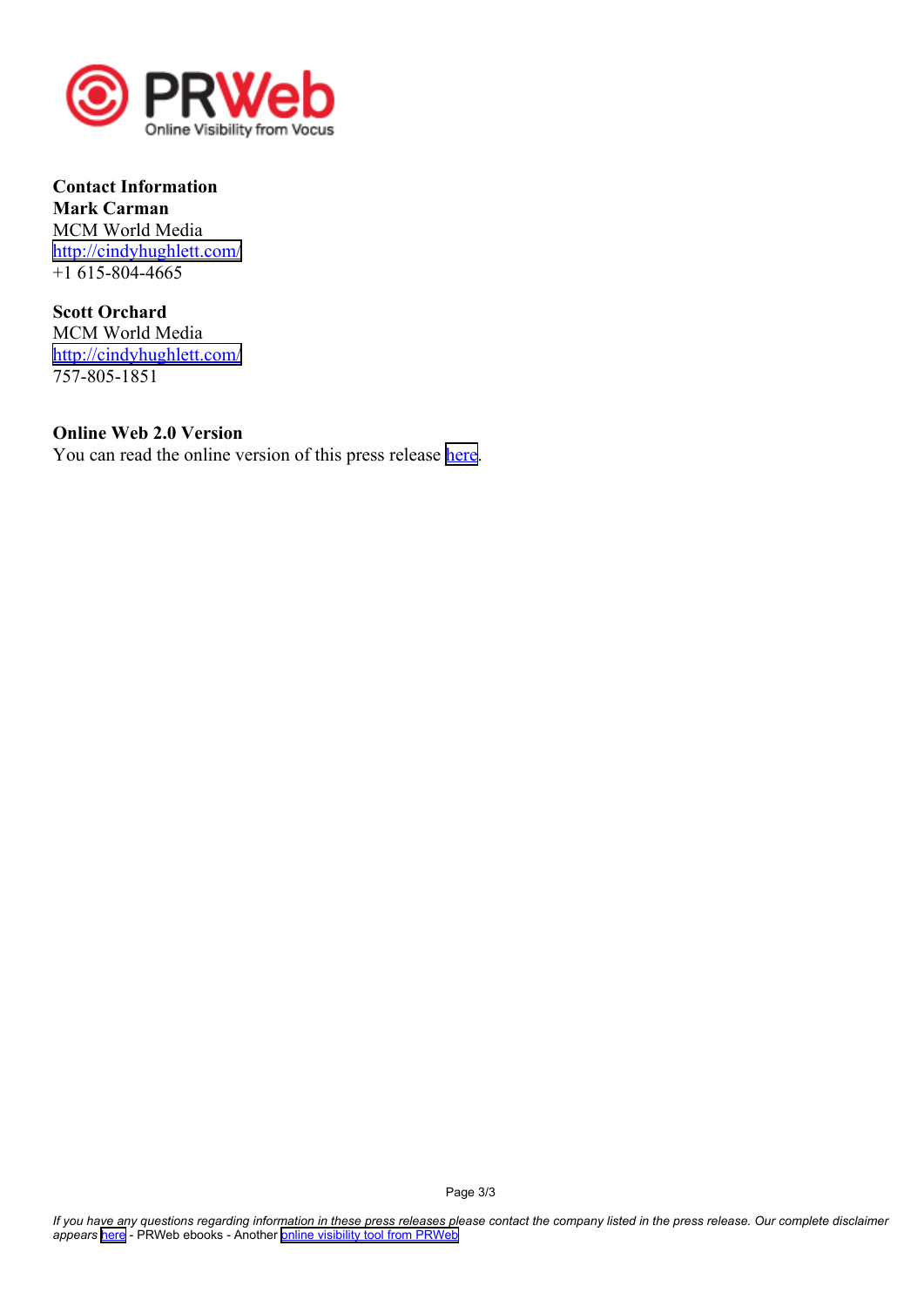**Contact Information**
**Mark Carman**
MCM World Media
http://cindyhughlett.com/
+1 615-804-4665

**Scott Orchard**
MCM World Media
http://cindyhughlett.com/
757-805-1851

**Online Web 2.0 Version**
You can read the online version of this press release here.

*If you have any questions regarding information in these press releases please contact the company listed in the press release. Our complete disclaimer appears* here - PRWeb ebooks - Another online visibility tool from PRWeb